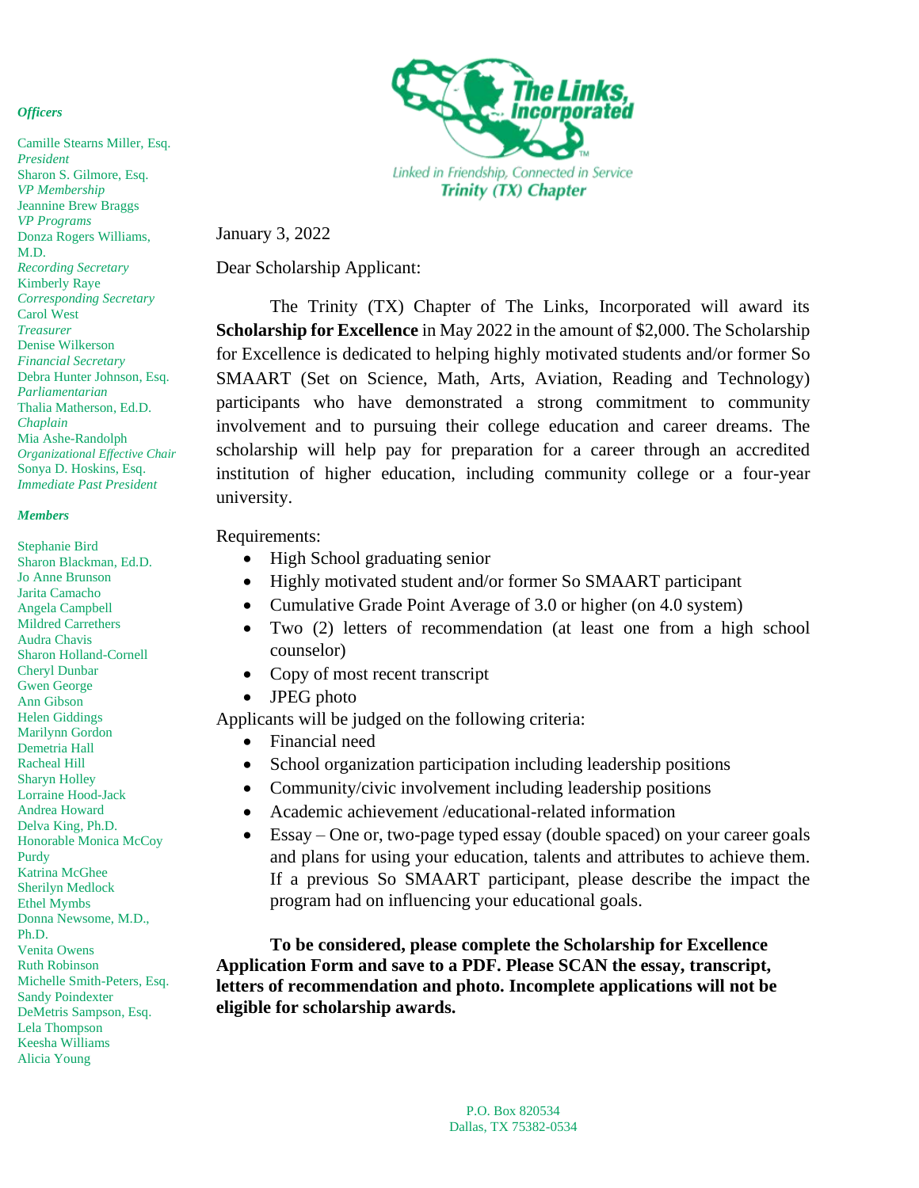*Officers*

Camille Stearns Miller, Esq.
*President*
Sharon S. Gilmore, Esq.
*VP Membership*
Jeannine Brew Braggs
*VP Programs*
Donza Rogers Williams, M.D.
*Recording Secretary*
Kimberly Raye
*Corresponding Secretary*
Carol West
*Treasurer*
Denise Wilkerson
*Financial Secretary*
Debra Hunter Johnson, Esq.
*Parliamentarian*
Thalia Matherson, Ed.D.
*Chaplain*
Mia Ashe-Randolph
*Organizational Effective Chair*
Sonya D. Hoskins, Esq.
*Immediate Past President*

*Members*

Stephanie Bird
Sharon Blackman, Ed.D.
Jo Anne Brunson
Jarita Camacho
Angela Campbell
Mildred Carrethers
Audra Chavis
Sharon Holland-Cornell
Cheryl Dunbar
Gwen George
Ann Gibson
Helen Giddings
Marilynn Gordon
Demetria Hall
Racheal Hill
Sharyn Holley
Lorraine Hood-Jack
Andrea Howard
Delva King, Ph.D.
Honorable Monica McCoy Purdy
Katrina McGhee
Sherilyn Medlock
Ethel Mymbs
Donna Newsome, M.D., Ph.D.
Venita Owens
Ruth Robinson
Michelle Smith-Peters, Esq.
Sandy Poindexter
DeMetris Sampson, Esq.
Lela Thompson
Keesha Williams
Alicia Young

The Links, Incorporated

Linked in Friendship, Connected in Service
**Trinity (TX) Chapter**

January 3, 2022

Dear Scholarship Applicant:

The Trinity (TX) Chapter of The Links, Incorporated will award its **Scholarship for Excellence** in May 2022 in the amount of $2,000. The Scholarship for Excellence is dedicated to helping highly motivated students and/or former So SMAART (Set on Science, Math, Arts, Aviation, Reading and Technology) participants who have demonstrated a strong commitment to community involvement and to pursuing their college education and career dreams. The scholarship will help pay for preparation for a career through an accredited institution of higher education, including community college or a four-year university.

Requirements:

- High School graduating senior
- Highly motivated student and/or former So SMAART participant
- Cumulative Grade Point Average of 3.0 or higher (on 4.0 system)
- Two (2) letters of recommendation (at least one from a high school counselor)
- Copy of most recent transcript
- JPEG photo

Applicants will be judged on the following criteria:

- Financial need
- School organization participation including leadership positions
- Community/civic involvement including leadership positions
- Academic achievement /educational-related information
- Essay – One or, two-page typed essay (double spaced) on your career goals and plans for using your education, talents and attributes to achieve them. If a previous So SMAART participant, please describe the impact the program had on influencing your educational goals.

**To be considered, please complete the Scholarship for Excellence Application Form and save to a PDF. Please SCAN the essay, transcript, letters of recommendation and photo. Incomplete applications will not be eligible for scholarship awards.**

P.O. Box 820534
Dallas, TX 75382-0534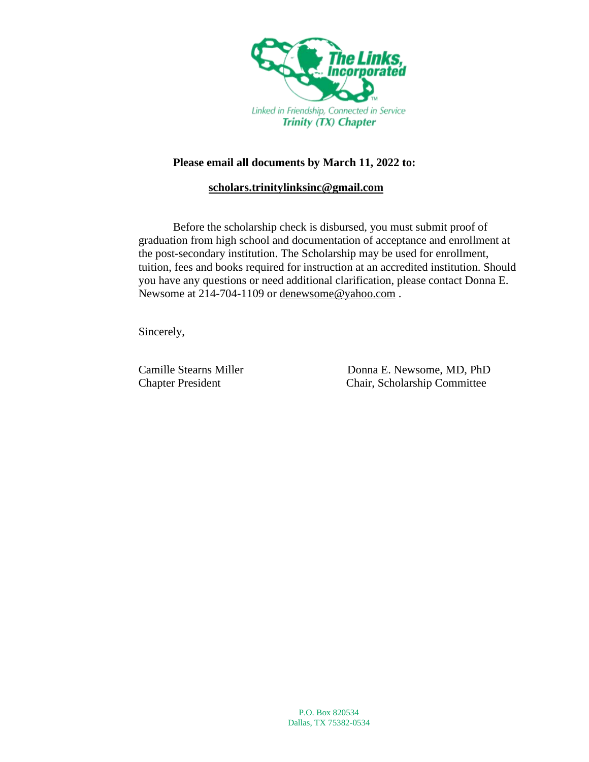The Links, Incorporated

*Linked in Friendship, Connected in Service*
***Trinity (TX) Chapter***

**Please email all documents by March 11, 2022 to:**

**scholars.trinitylinksinc@gmail.com**

Before the scholarship check is disbursed, you must submit proof of graduation from high school and documentation of acceptance and enrollment at the post-secondary institution. The Scholarship may be used for enrollment, tuition, fees and books required for instruction at an accredited institution. Should you have any questions or need additional clarification, please contact Donna E. Newsome at 214-704-1109 or denewsome@yahoo.com .

Sincerely,

Camille Stearns Miller
Chapter President

Donna E. Newsome, MD, PhD
Chair, Scholarship Committee

P.O. Box 820534
Dallas, TX 75382-0534